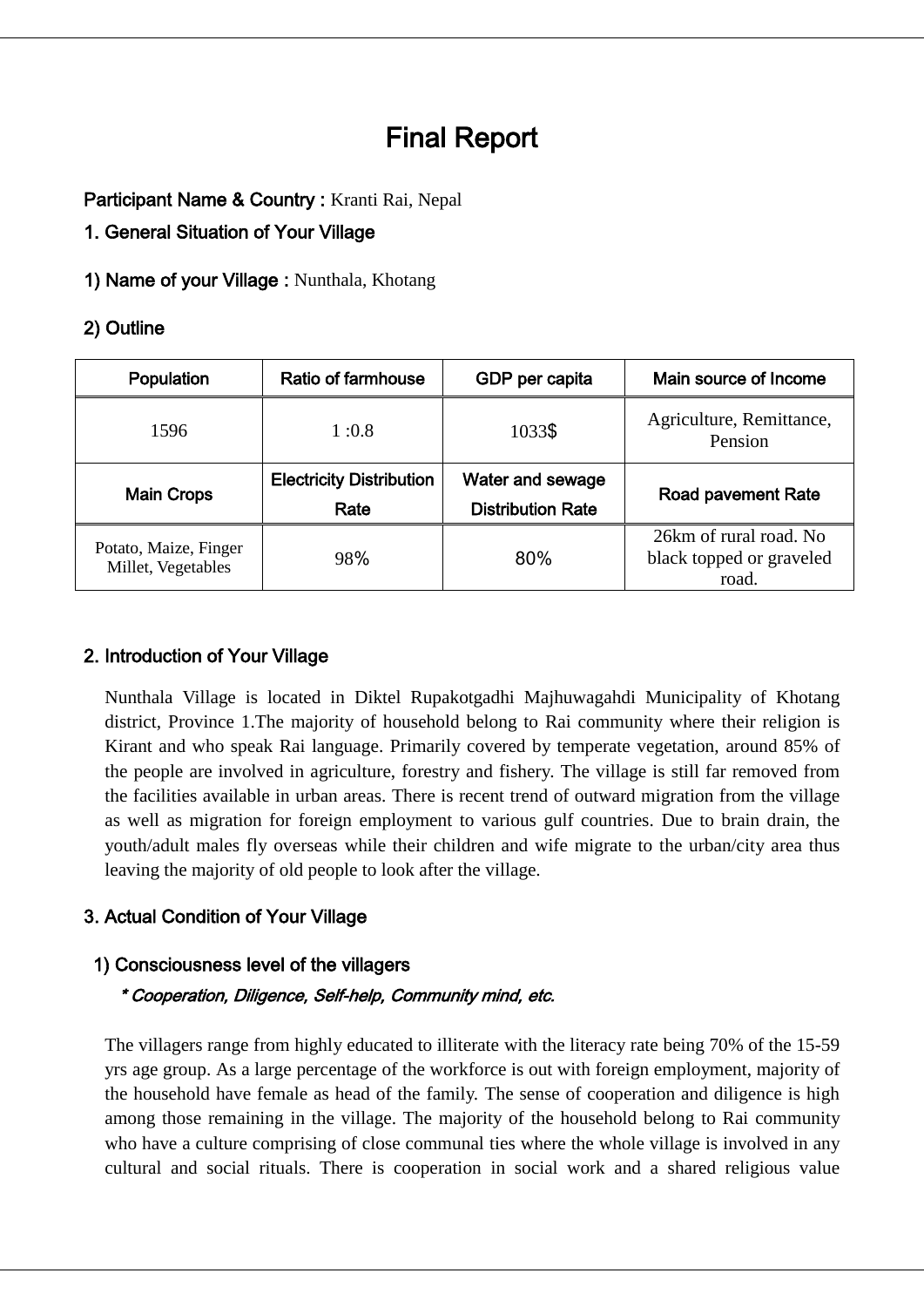# Final Report

**Participant Name & Country :** Kranti Rai, Nepal

## 1. General Situation of Your Village

### 1) Name of your Village : Nunthala, Khotang

### 2) Outline

| Population | Ratio of farmhouse | GDP per capita | Main source of Income |
|---|---|---|---|
| 1596 | 1 :0.8 | 1033$ | Agriculture, Remittance, Pension |
| **Main Crops** | **Electricity Distribution Rate** | **Water and sewage Distribution Rate** | **Road pavement Rate** |
| Potato, Maize, Finger Millet, Vegetables | 98% | 80% | 26km of rural road. No black topped or graveled road. |

## 2. Introduction of Your Village

Nunthala Village is located in Diktel Rupakotgadhi Majhuwagahdi Municipality of Khotang district, Province 1.The majority of household belong to Rai community where their religion is Kirant and who speak Rai language. Primarily covered by temperate vegetation, around 85% of the people are involved in agriculture, forestry and fishery. The village is still far removed from the facilities available in urban areas. There is recent trend of outward migration from the village as well as migration for foreign employment to various gulf countries. Due to brain drain, the youth/adult males fly overseas while their children and wife migrate to the urban/city area thus leaving the majority of old people to look after the village.

## 3. Actual Condition of Your Village

### 1) Consciousness level of the villagers

*\* Cooperation, Diligence, Self-help, Community mind, etc.*

The villagers range from highly educated to illiterate with the literacy rate being 70% of the 15-59 yrs age group. As a large percentage of the workforce is out with foreign employment, majority of the household have female as head of the family. The sense of cooperation and diligence is high among those remaining in the village. The majority of the household belong to Rai community who have a culture comprising of close communal ties where the whole village is involved in any cultural and social rituals. There is cooperation in social work and a shared religious value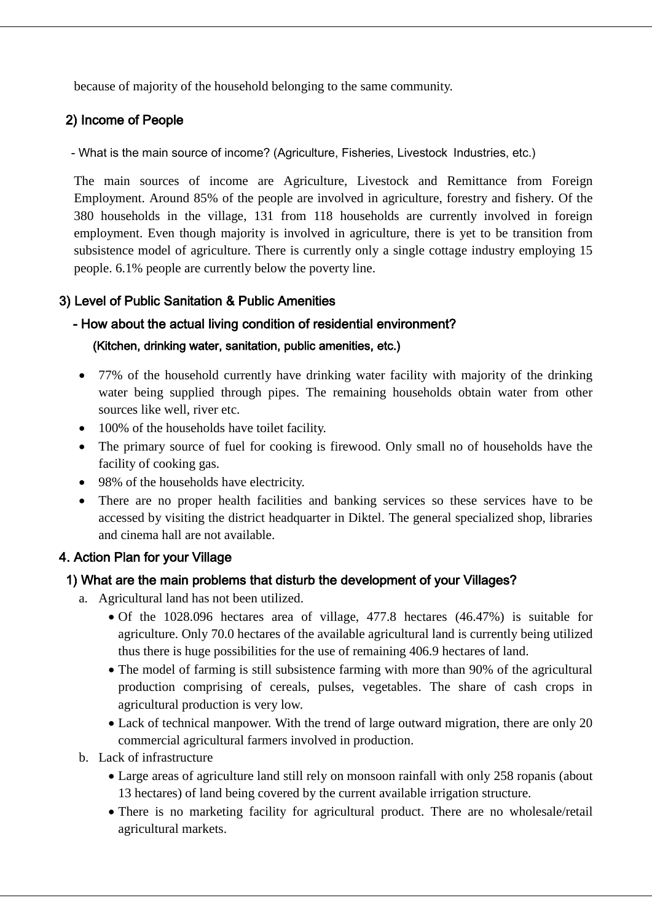because of majority of the household belonging to the same community.

### 2) Income of People

- What is the main source of income? (Agriculture, Fisheries, Livestock Industries, etc.)

The main sources of income are Agriculture, Livestock and Remittance from Foreign Employment. Around 85% of the people are involved in agriculture, forestry and fishery. Of the 380 households in the village, 131 from 118 households are currently involved in foreign employment. Even though majority is involved in agriculture, there is yet to be transition from subsistence model of agriculture. There is currently only a single cottage industry employing 15 people. 6.1% people are currently below the poverty line.

### 3) Level of Public Sanitation & Public Amenities

**- How about the actual living condition of residential environment?**

**(Kitchen, drinking water, sanitation, public amenities, etc.)**

- 77% of the household currently have drinking water facility with majority of the drinking water being supplied through pipes. The remaining households obtain water from other sources like well, river etc.
- 100% of the households have toilet facility.
- The primary source of fuel for cooking is firewood. Only small no of households have the facility of cooking gas.
- 98% of the households have electricity.
- There are no proper health facilities and banking services so these services have to be accessed by visiting the district headquarter in Diktel. The general specialized shop, libraries and cinema hall are not available.

## 4. Action Plan for your Village

### 1) What are the main problems that disturb the development of your Villages?

a. Agricultural land has not been utilized.
   - Of the 1028.096 hectares area of village, 477.8 hectares (46.47%) is suitable for agriculture. Only 70.0 hectares of the available agricultural land is currently being utilized thus there is huge possibilities for the use of remaining 406.9 hectares of land.
   - The model of farming is still subsistence farming with more than 90% of the agricultural production comprising of cereals, pulses, vegetables. The share of cash crops in agricultural production is very low.
   - Lack of technical manpower. With the trend of large outward migration, there are only 20 commercial agricultural farmers involved in production.

b. Lack of infrastructure
   - Large areas of agriculture land still rely on monsoon rainfall with only 258 ropanis (about 13 hectares) of land being covered by the current available irrigation structure.
   - There is no marketing facility for agricultural product. There are no wholesale/retail agricultural markets.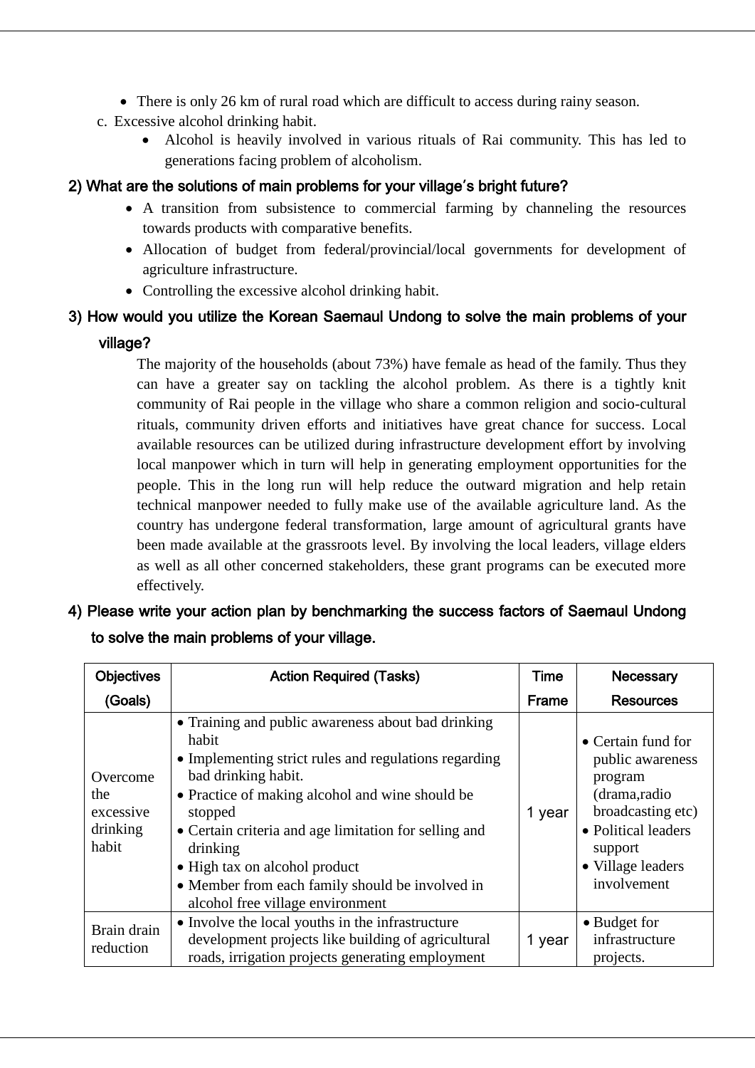- There is only 26 km of rural road which are difficult to access during rainy season.

c. Excessive alcohol drinking habit.

   - Alcohol is heavily involved in various rituals of Rai community. This has led to generations facing problem of alcoholism.

**2) What are the solutions of main problems for your village's bright future?**

- A transition from subsistence to commercial farming by channeling the resources towards products with comparative benefits.
- Allocation of budget from federal/provincial/local governments for development of agriculture infrastructure.
- Controlling the excessive alcohol drinking habit.

**3) How would you utilize the Korean Saemaul Undong to solve the main problems of your village?**

The majority of the households (about 73%) have female as head of the family. Thus they can have a greater say on tackling the alcohol problem. As there is a tightly knit community of Rai people in the village who share a common religion and socio-cultural rituals, community driven efforts and initiatives have great chance for success. Local available resources can be utilized during infrastructure development effort by involving local manpower which in turn will help in generating employment opportunities for the people. This in the long run will help reduce the outward migration and help retain technical manpower needed to fully make use of the available agriculture land. As the country has undergone federal transformation, large amount of agricultural grants have been made available at the grassroots level. By involving the local leaders, village elders as well as all other concerned stakeholders, these grant programs can be executed more effectively.

**4) Please write your action plan by benchmarking the success factors of Saemaul Undong to solve the main problems of your village.**

| Objectives (Goals) | Action Required (Tasks) | Time Frame | Necessary Resources |
|---|---|---|---|
| Overcome the excessive drinking habit | • Training and public awareness about bad drinking habit<br>• Implementing strict rules and regulations regarding bad drinking habit.<br>• Practice of making alcohol and wine should be stopped<br>• Certain criteria and age limitation for selling and drinking<br>• High tax on alcohol product<br>• Member from each family should be involved in alcohol free village environment | 1 year | • Certain fund for public awareness program (drama,radio broadcasting etc)<br>• Political leaders support<br>• Village leaders involvement |
| Brain drain reduction | • Involve the local youths in the infrastructure development projects like building of agricultural roads, irrigation projects generating employment | 1 year | • Budget for infrastructure projects. |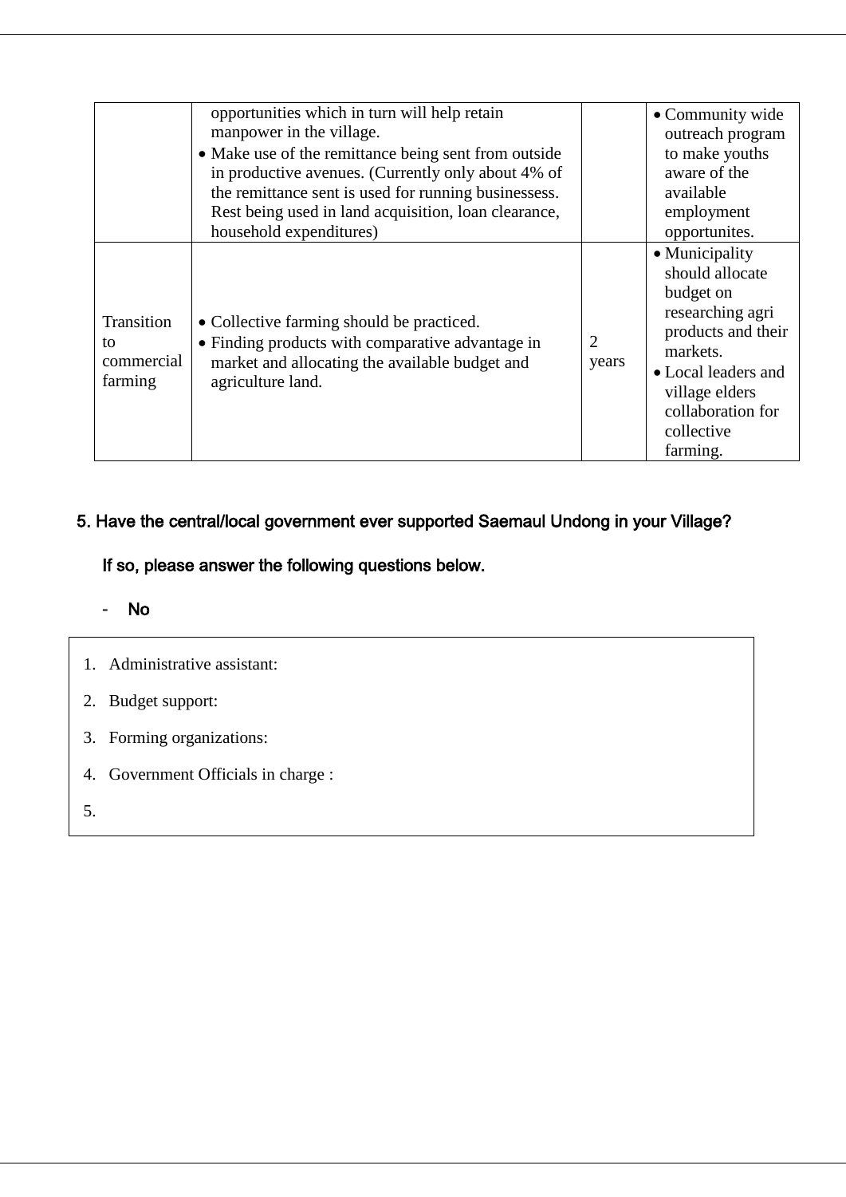| | | | |
|---|---|---|---|
| | opportunities which in turn will help retain manpower in the village.<br>• Make use of the remittance being sent from outside in productive avenues. (Currently only about 4% of the remittance sent is used for running businessess. Rest being used in land acquisition, loan clearance, household expenditures) | | • Community wide outreach program to make youths aware of the available employment opportunites. |
| Transition to commercial farming | • Collective farming should be practiced.<br>• Finding products with comparative advantage in market and allocating the available budget and agriculture land. | 2 years | • Municipality should allocate budget on researching agri products and their markets.<br>• Local leaders and village elders collaboration for collective farming. |

5. Have the central/local government ever supported Saemaul Undong in your Village?

If so, please answer the following questions below.

- No

1. Administrative assistant:
2. Budget support:
3. Forming organizations:
4. Government Officials in charge :
5.